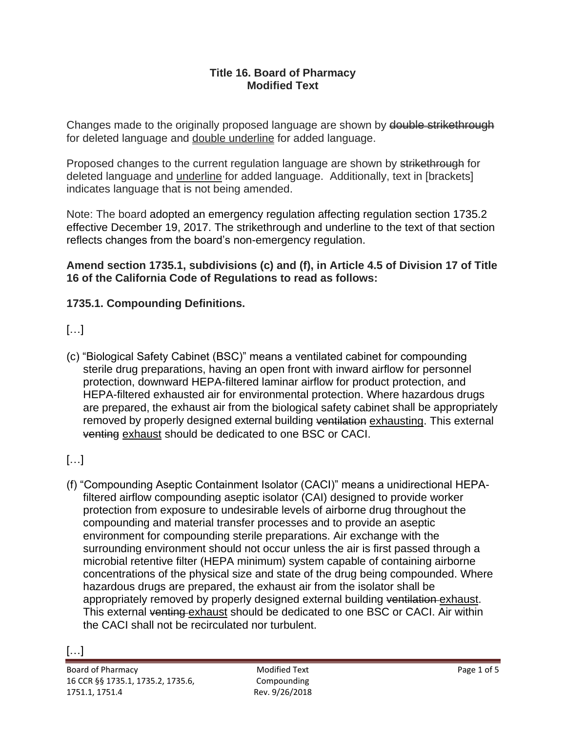**Title 16. Board of Pharmacy**
**Modified Text**

Changes made to the originally proposed language are shown by ~~double strikethrough~~ for deleted language and <u>double underline</u> for added language.

Proposed changes to the current regulation language are shown by ~~strikethrough~~ for deleted language and <u>underline</u> for added language. Additionally, text in [brackets] indicates language that is not being amended.

Note: The board adopted an emergency regulation affecting regulation section 1735.2 effective December 19, 2017. The strikethrough and underline to the text of that section reflects changes from the board's non-emergency regulation.

**Amend section 1735.1, subdivisions (c) and (f), in Article 4.5 of Division 17 of Title 16 of the California Code of Regulations to read as follows:**

**1735.1. Compounding Definitions.**

[…]

(c) "Biological Safety Cabinet (BSC)" means a ventilated cabinet for compounding sterile drug preparations, having an open front with inward airflow for personnel protection, downward HEPA-filtered laminar airflow for product protection, and HEPA-filtered exhausted air for environmental protection. Where hazardous drugs are prepared, the exhaust air from the biological safety cabinet shall be appropriately removed by properly designed external building ~~ventilation~~ <u>exhausting</u>. This external ~~venting~~ <u>exhaust</u> should be dedicated to one BSC or CACI.

[…]

(f) "Compounding Aseptic Containment Isolator (CACI)" means a unidirectional HEPA-filtered airflow compounding aseptic isolator (CAI) designed to provide worker protection from exposure to undesirable levels of airborne drug throughout the compounding and material transfer processes and to provide an aseptic environment for compounding sterile preparations. Air exchange with the surrounding environment should not occur unless the air is first passed through a microbial retentive filter (HEPA minimum) system capable of containing airborne concentrations of the physical size and state of the drug being compounded. Where hazardous drugs are prepared, the exhaust air from the isolator shall be appropriately removed by properly designed external building ~~ventilation~~ <u>exhaust</u>. This external ~~venting~~ <u>exhaust</u> should be dedicated to one BSC or CACI. Air within the CACI shall not be recirculated nor turbulent.

[…]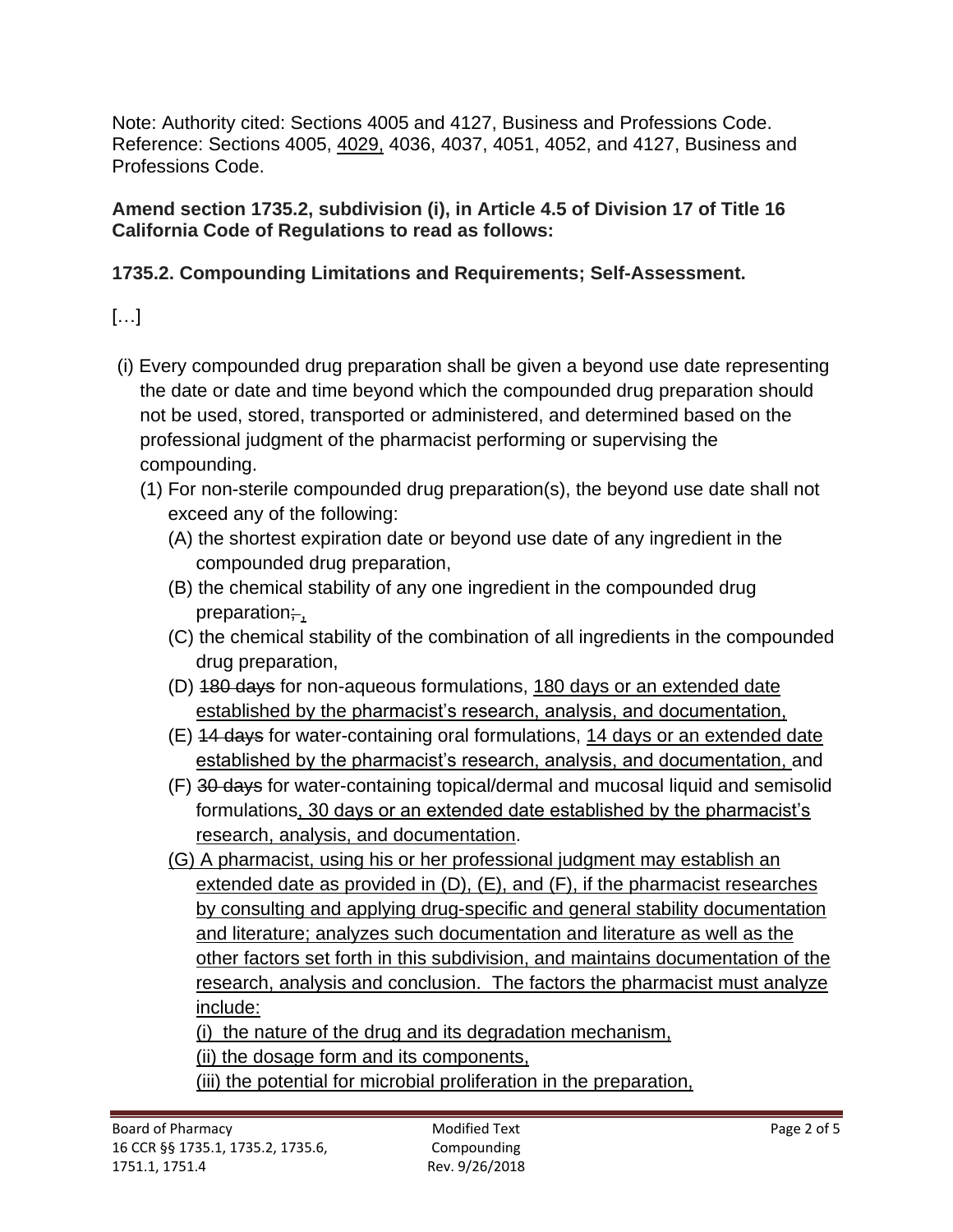Note: Authority cited: Sections 4005 and 4127, Business and Professions Code. Reference: Sections 4005, 4029, 4036, 4037, 4051, 4052, and 4127, Business and Professions Code.

**Amend section 1735.2, subdivision (i), in Article 4.5 of Division 17 of Title 16 California Code of Regulations to read as follows:**

**1735.2. Compounding Limitations and Requirements; Self-Assessment.**

[…]

(i) Every compounded drug preparation shall be given a beyond use date representing the date or date and time beyond which the compounded drug preparation should not be used, stored, transported or administered, and determined based on the professional judgment of the pharmacist performing or supervising the compounding.

(1) For non-sterile compounded drug preparation(s), the beyond use date shall not exceed any of the following:

(A) the shortest expiration date or beyond use date of any ingredient in the compounded drug preparation,

(B) the chemical stability of any one ingredient in the compounded drug preparation;,

(C) the chemical stability of the combination of all ingredients in the compounded drug preparation,

(D) 180 days for non-aqueous formulations, 180 days or an extended date established by the pharmacist's research, analysis, and documentation,

(E) 14 days for water-containing oral formulations, 14 days or an extended date established by the pharmacist's research, analysis, and documentation, and

(F) 30 days for water-containing topical/dermal and mucosal liquid and semisolid formulations, 30 days or an extended date established by the pharmacist's research, analysis, and documentation.

(G) A pharmacist, using his or her professional judgment may establish an extended date as provided in (D), (E), and (F), if the pharmacist researches by consulting and applying drug-specific and general stability documentation and literature; analyzes such documentation and literature as well as the other factors set forth in this subdivision, and maintains documentation of the research, analysis and conclusion. The factors the pharmacist must analyze include:

(i) the nature of the drug and its degradation mechanism,

(ii) the dosage form and its components,

(iii) the potential for microbial proliferation in the preparation,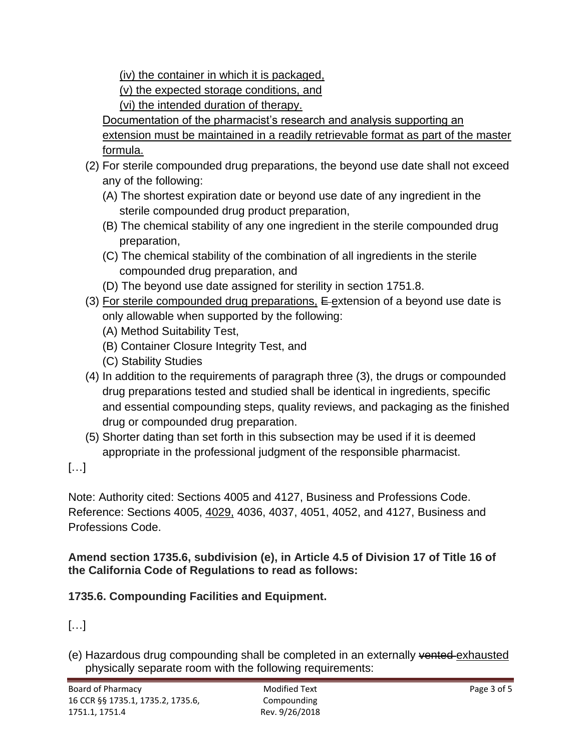(iv) the container in which it is packaged,

(v) the expected storage conditions, and

(vi) the intended duration of therapy.

Documentation of the pharmacist's research and analysis supporting an extension must be maintained in a readily retrievable format as part of the master formula.

(2) For sterile compounded drug preparations, the beyond use date shall not exceed any of the following:

(A) The shortest expiration date or beyond use date of any ingredient in the sterile compounded drug product preparation,

(B) The chemical stability of any one ingredient in the sterile compounded drug preparation,

(C) The chemical stability of the combination of all ingredients in the sterile compounded drug preparation, and

(D) The beyond use date assigned for sterility in section 1751.8.

(3) For sterile compounded drug preparations, ~~E~~ extension of a beyond use date is only allowable when supported by the following:

(A) Method Suitability Test,

(B) Container Closure Integrity Test, and

(C) Stability Studies

(4) In addition to the requirements of paragraph three (3), the drugs or compounded drug preparations tested and studied shall be identical in ingredients, specific and essential compounding steps, quality reviews, and packaging as the finished drug or compounded drug preparation.

(5) Shorter dating than set forth in this subsection may be used if it is deemed appropriate in the professional judgment of the responsible pharmacist.

[…]

Note: Authority cited: Sections 4005 and 4127, Business and Professions Code. Reference: Sections 4005, 4029, 4036, 4037, 4051, 4052, and 4127, Business and Professions Code.

**Amend section 1735.6, subdivision (e), in Article 4.5 of Division 17 of Title 16 of the California Code of Regulations to read as follows:**

**1735.6. Compounding Facilities and Equipment.**

[…]

(e) Hazardous drug compounding shall be completed in an externally ~~vented~~ exhausted physically separate room with the following requirements: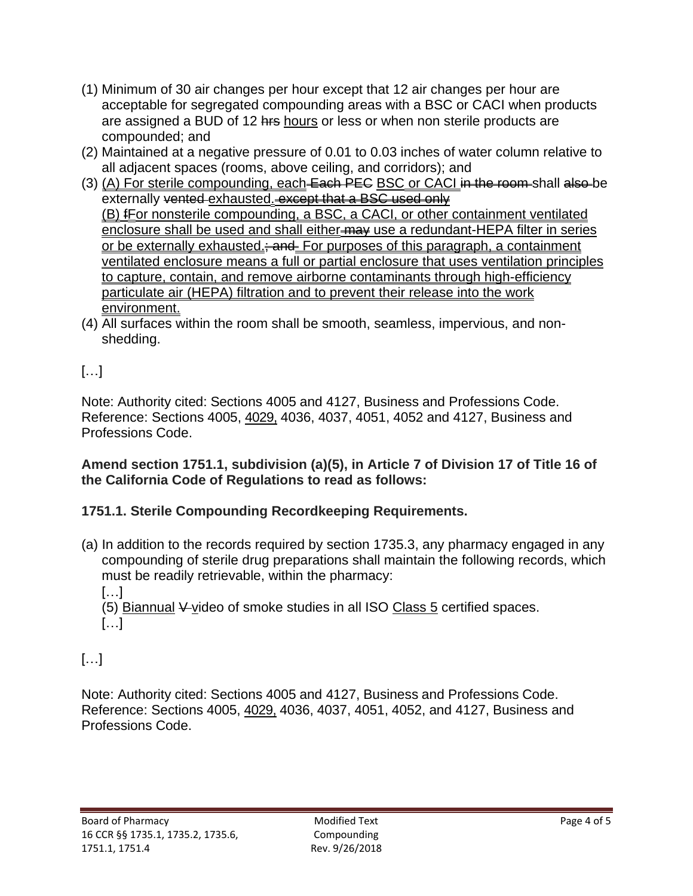(1) Minimum of 30 air changes per hour except that 12 air changes per hour are acceptable for segregated compounding areas with a BSC or CACI when products are assigned a BUD of 12 ~~hrs~~ hours or less or when non sterile products are compounded; and

(2) Maintained at a negative pressure of 0.01 to 0.03 inches of water column relative to all adjacent spaces (rooms, above ceiling, and corridors); and

(3) (A) For sterile compounding, each ~~Each PEC~~ BSC or CACI ~~in the room~~ shall ~~also~~ be externally ~~vented~~ exhausted. ~~except that a BSC used only~~
(B) ~~f~~For nonsterile compounding, a BSC, a CACI, or other containment ventilated enclosure shall be used and shall either ~~may~~ use a redundant-HEPA filter in series or be externally exhausted. ~~; and~~ For purposes of this paragraph, a containment ventilated enclosure means a full or partial enclosure that uses ventilation principles to capture, contain, and remove airborne contaminants through high-efficiency particulate air (HEPA) filtration and to prevent their release into the work environment.

(4) All surfaces within the room shall be smooth, seamless, impervious, and non-shedding.

[…]

Note: Authority cited: Sections 4005 and 4127, Business and Professions Code. Reference: Sections 4005, 4029, 4036, 4037, 4051, 4052 and 4127, Business and Professions Code.

**Amend section 1751.1, subdivision (a)(5), in Article 7 of Division 17 of Title 16 of the California Code of Regulations to read as follows:**

**1751.1. Sterile Compounding Recordkeeping Requirements.**

(a) In addition to the records required by section 1735.3, any pharmacy engaged in any compounding of sterile drug preparations shall maintain the following records, which must be readily retrievable, within the pharmacy:

[…]

(5) Biannual ~~V~~ video of smoke studies in all ISO Class 5 certified spaces.

[…]

[…]

Note: Authority cited: Sections 4005 and 4127, Business and Professions Code. Reference: Sections 4005, 4029, 4036, 4037, 4051, 4052, and 4127, Business and Professions Code.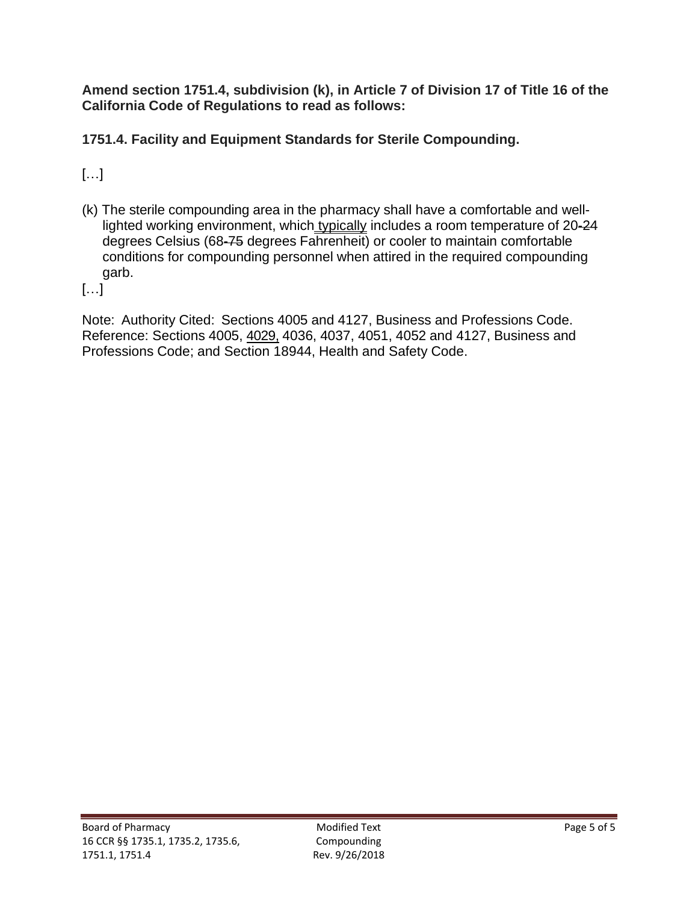**Amend section 1751.4, subdivision (k), in Article 7 of Division 17 of Title 16 of the California Code of Regulations to read as follows:**

**1751.4. Facility and Equipment Standards for Sterile Compounding.**

[…]

(k) The sterile compounding area in the pharmacy shall have a comfortable and well-lighted working environment, which <u>typically</u> includes a room temperature of 20~~-24~~ degrees Celsius (68~~-75~~ degrees Fahrenheit) or cooler to maintain comfortable conditions for compounding personnel when attired in the required compounding garb.

[…]

Note: Authority Cited: Sections 4005 and 4127, Business and Professions Code. Reference: Sections 4005, <u>4029,</u> 4036, 4037, 4051, 4052 and 4127, Business and Professions Code; and Section 18944, Health and Safety Code.